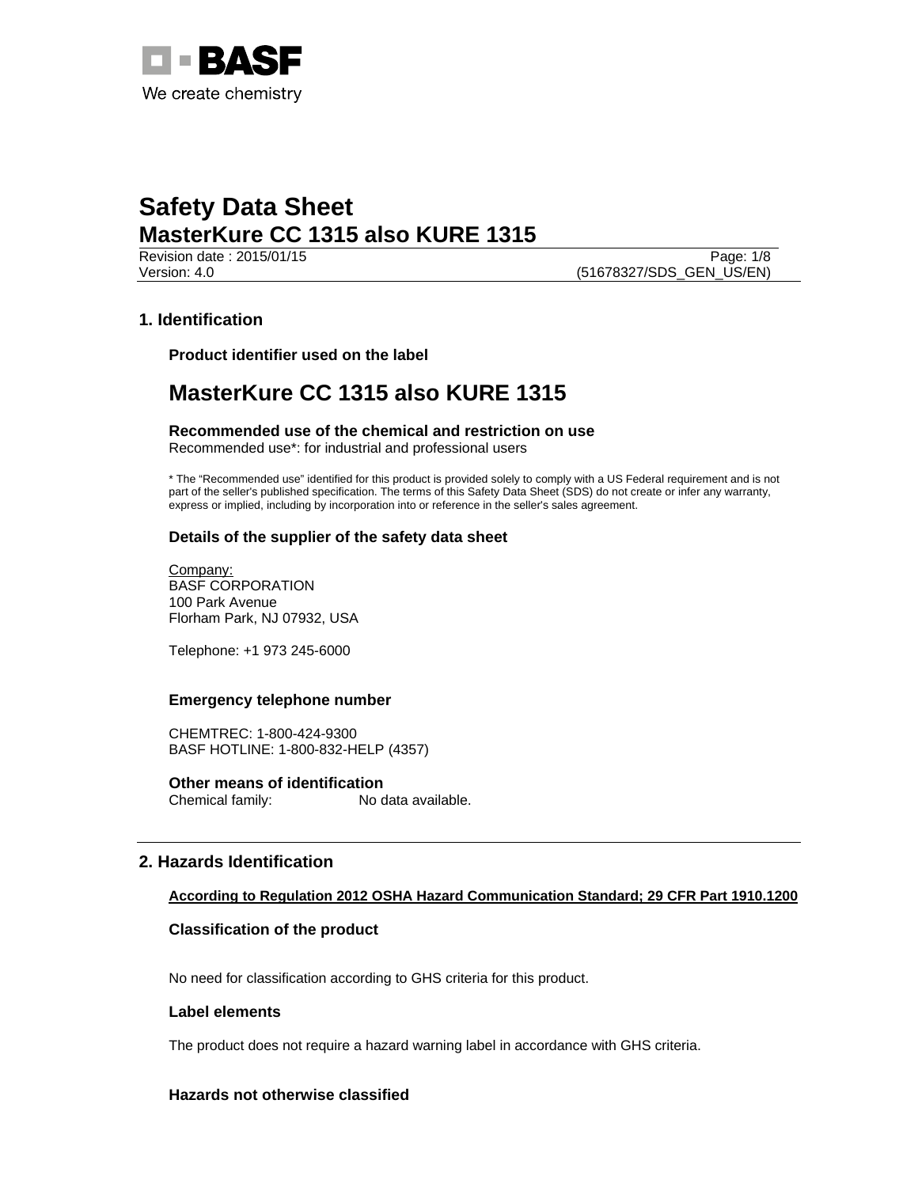# Safety Data Sheet

## MasterKure CC 1315 also KURE 1315

Revision date : 2015/01/15
Version: 4.0 (51678327/SDS_GEN_US/EN)

## 1. Identification

### Product identifier used on the label

## MasterKure CC 1315 also KURE 1315

### Recommended use of the chemical and restriction on use

Recommended use*: for industrial and professional users

* The "Recommended use" identified for this product is provided solely to comply with a US Federal requirement and is not part of the seller's published specification. The terms of this Safety Data Sheet (SDS) do not create or infer any warranty, express or implied, including by incorporation into or reference in the seller's sales agreement.

### Details of the supplier of the safety data sheet

Company:
BASF CORPORATION
100 Park Avenue
Florham Park, NJ 07932, USA

Telephone: +1 973 245-6000

### Emergency telephone number

CHEMTREC: 1-800-424-9300
BASF HOTLINE: 1-800-832-HELP (4357)

### Other means of identification

Chemical family: No data available.

## 2. Hazards Identification

**According to Regulation 2012 OSHA Hazard Communication Standard; 29 CFR Part 1910.1200**

### Classification of the product

No need for classification according to GHS criteria for this product.

### Label elements

The product does not require a hazard warning label in accordance with GHS criteria.

### Hazards not otherwise classified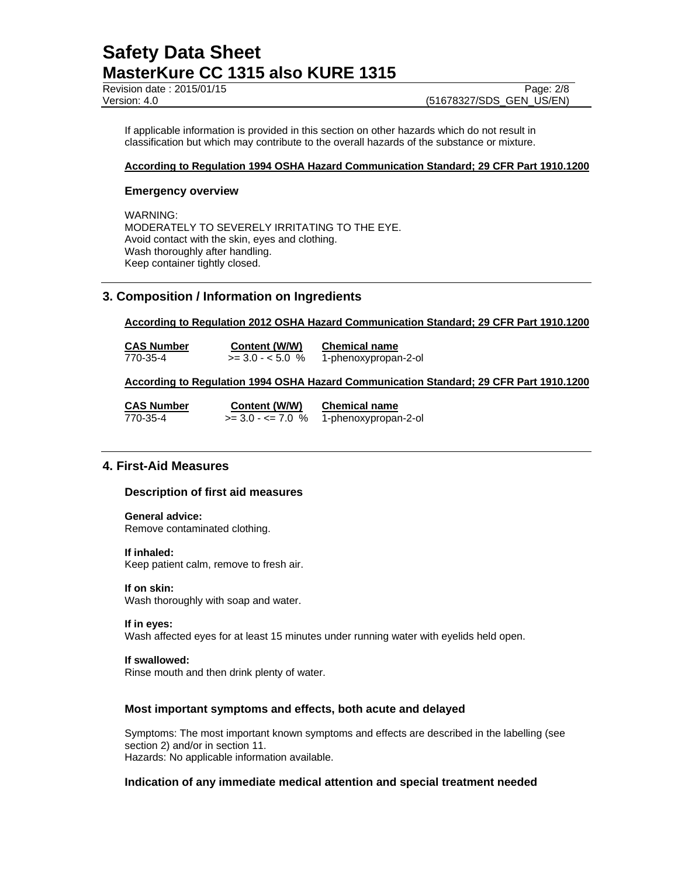If applicable information is provided in this section on other hazards which do not result in classification but which may contribute to the overall hazards of the substance or mixture.

**According to Regulation 1994 OSHA Hazard Communication Standard; 29 CFR Part 1910.1200**

### Emergency overview

WARNING:
MODERATELY TO SEVERELY IRRITATING TO THE EYE.
Avoid contact with the skin, eyes and clothing.
Wash thoroughly after handling.
Keep container tightly closed.

## 3. Composition / Information on Ingredients

**According to Regulation 2012 OSHA Hazard Communication Standard; 29 CFR Part 1910.1200**

| CAS Number | Content (W/W) | Chemical name |
|---|---|---|
| 770-35-4 | >= 3.0 - < 5.0 % | 1-phenoxypropan-2-ol |

**According to Regulation 1994 OSHA Hazard Communication Standard; 29 CFR Part 1910.1200**

| CAS Number | Content (W/W) | Chemical name |
|---|---|---|
| 770-35-4 | >= 3.0 - <= 7.0 % | 1-phenoxypropan-2-ol |

## 4. First-Aid Measures

### Description of first aid measures

**General advice:**
Remove contaminated clothing.

**If inhaled:**
Keep patient calm, remove to fresh air.

**If on skin:**
Wash thoroughly with soap and water.

**If in eyes:**
Wash affected eyes for at least 15 minutes under running water with eyelids held open.

**If swallowed:**
Rinse mouth and then drink plenty of water.

### Most important symptoms and effects, both acute and delayed

Symptoms: The most important known symptoms and effects are described in the labelling (see section 2) and/or in section 11.
Hazards: No applicable information available.

### Indication of any immediate medical attention and special treatment needed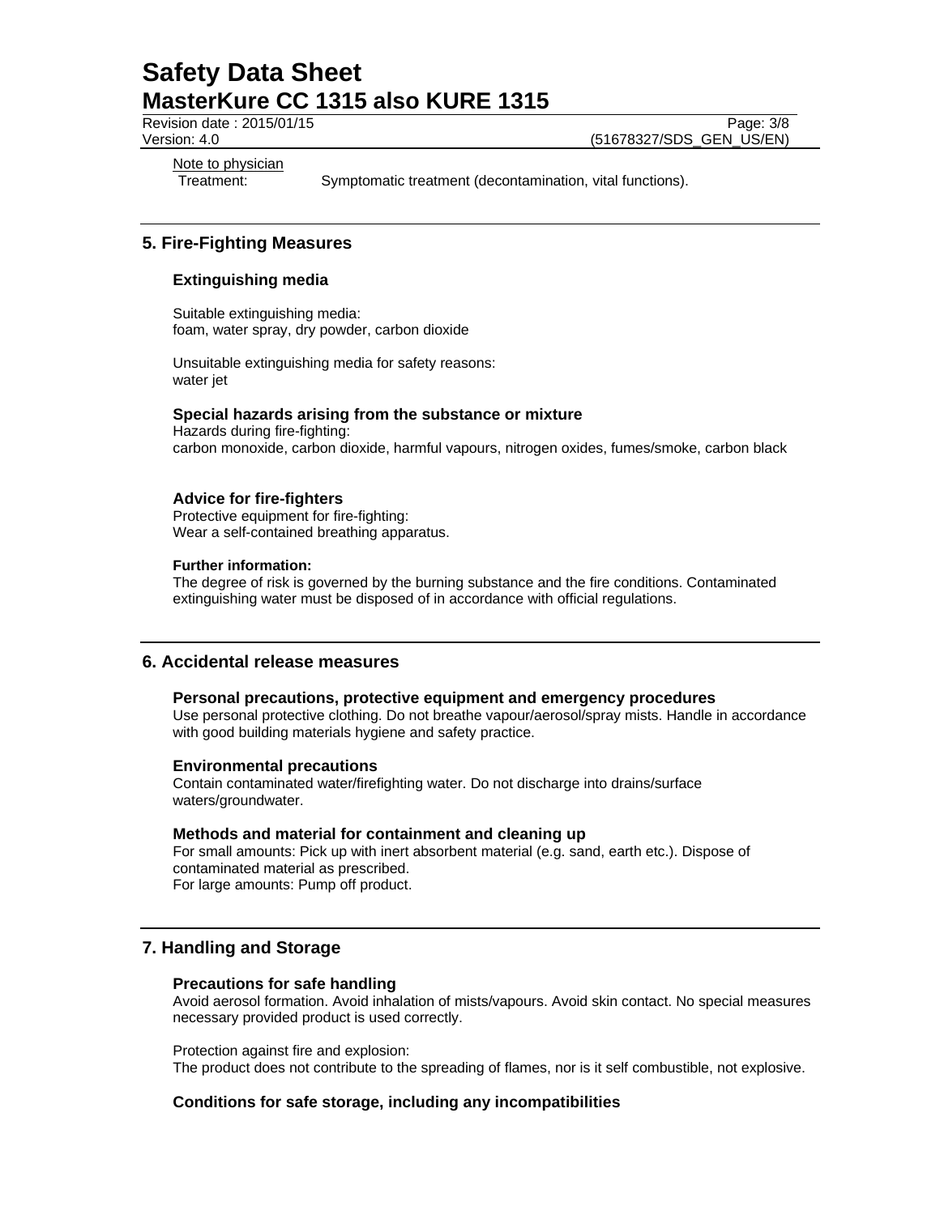Note to physician

Treatment: Symptomatic treatment (decontamination, vital functions).

## 5. Fire-Fighting Measures

### Extinguishing media

Suitable extinguishing media:
foam, water spray, dry powder, carbon dioxide

Unsuitable extinguishing media for safety reasons:
water jet

### Special hazards arising from the substance or mixture

Hazards during fire-fighting:
carbon monoxide, carbon dioxide, harmful vapours, nitrogen oxides, fumes/smoke, carbon black

### Advice for fire-fighters

Protective equipment for fire-fighting:
Wear a self-contained breathing apparatus.

**Further information:**
The degree of risk is governed by the burning substance and the fire conditions. Contaminated extinguishing water must be disposed of in accordance with official regulations.

## 6. Accidental release measures

### Personal precautions, protective equipment and emergency procedures

Use personal protective clothing. Do not breathe vapour/aerosol/spray mists. Handle in accordance with good building materials hygiene and safety practice.

### Environmental precautions

Contain contaminated water/firefighting water. Do not discharge into drains/surface waters/groundwater.

### Methods and material for containment and cleaning up

For small amounts: Pick up with inert absorbent material (e.g. sand, earth etc.). Dispose of contaminated material as prescribed.
For large amounts: Pump off product.

## 7. Handling and Storage

### Precautions for safe handling

Avoid aerosol formation. Avoid inhalation of mists/vapours. Avoid skin contact. No special measures necessary provided product is used correctly.

Protection against fire and explosion:
The product does not contribute to the spreading of flames, nor is it self combustible, not explosive.

### Conditions for safe storage, including any incompatibilities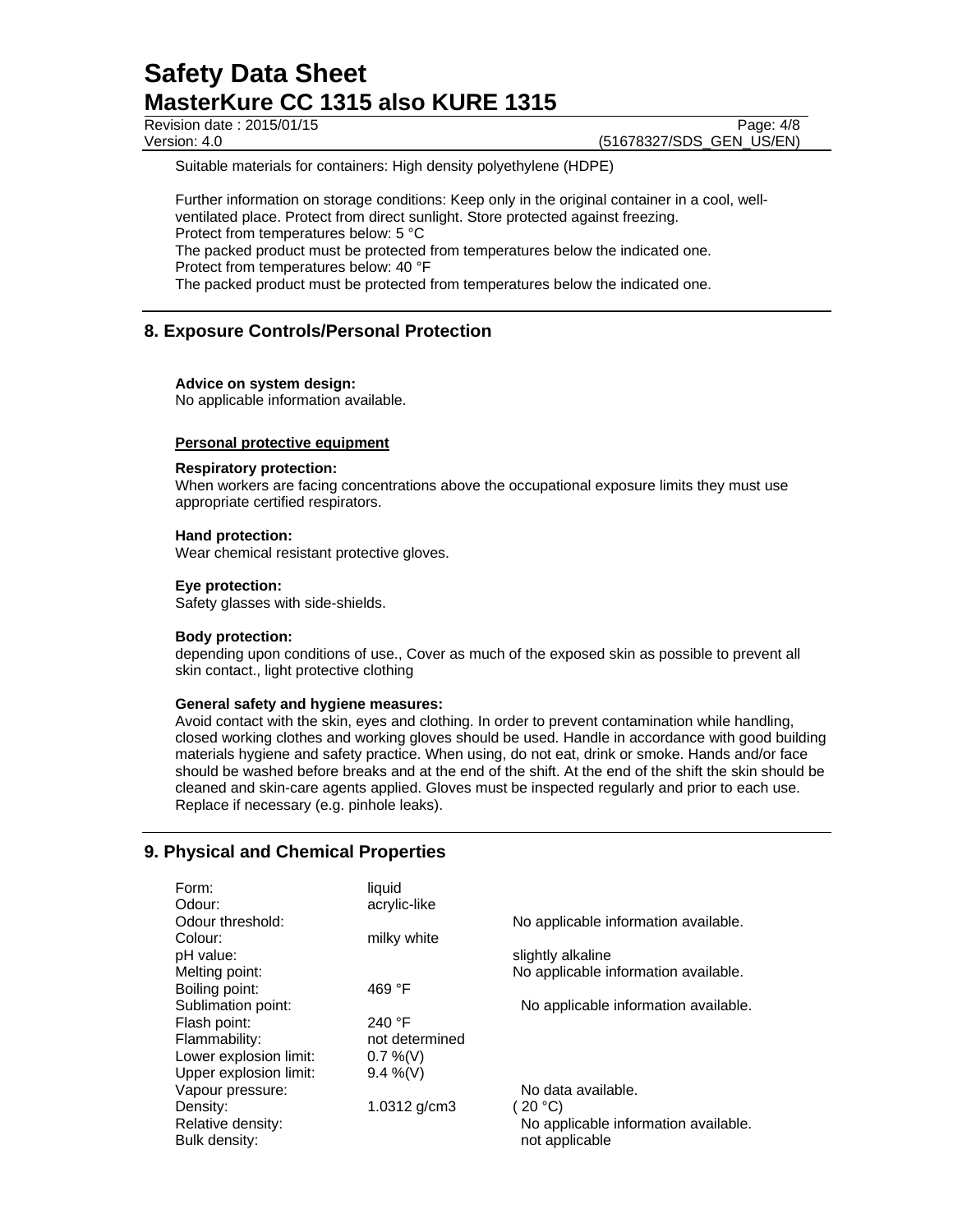Suitable materials for containers: High density polyethylene (HDPE)

Further information on storage conditions: Keep only in the original container in a cool, well-ventilated place. Protect from direct sunlight. Store protected against freezing.
Protect from temperatures below: 5 °C
The packed product must be protected from temperatures below the indicated one.
Protect from temperatures below: 40 °F
The packed product must be protected from temperatures below the indicated one.

## 8. Exposure Controls/Personal Protection

**Advice on system design:**
No applicable information available.

**Personal protective equipment**

**Respiratory protection:**
When workers are facing concentrations above the occupational exposure limits they must use appropriate certified respirators.

**Hand protection:**
Wear chemical resistant protective gloves.

**Eye protection:**
Safety glasses with side-shields.

**Body protection:**
depending upon conditions of use., Cover as much of the exposed skin as possible to prevent all skin contact., light protective clothing

**General safety and hygiene measures:**
Avoid contact with the skin, eyes and clothing. In order to prevent contamination while handling, closed working clothes and working gloves should be used. Handle in accordance with good building materials hygiene and safety practice. When using, do not eat, drink or smoke. Hands and/or face should be washed before breaks and at the end of the shift. At the end of the shift the skin should be cleaned and skin-care agents applied. Gloves must be inspected regularly and prior to each use. Replace if necessary (e.g. pinhole leaks).

## 9. Physical and Chemical Properties

| | | |
|---|---|---|
| Form: | liquid | |
| Odour: | acrylic-like | |
| Odour threshold: | | No applicable information available. |
| Colour: | milky white | |
| pH value: | | slightly alkaline |
| Melting point: | | No applicable information available. |
| Boiling point: | 469 °F | |
| Sublimation point: | | No applicable information available. |
| Flash point: | 240 °F | |
| Flammability: | not determined | |
| Lower explosion limit: | 0.7 %(V) | |
| Upper explosion limit: | 9.4 %(V) | |
| Vapour pressure: | | No data available. |
| Density: | 1.0312 g/cm3 | ( 20 °C) |
| Relative density: | | No applicable information available. |
| Bulk density: | | not applicable |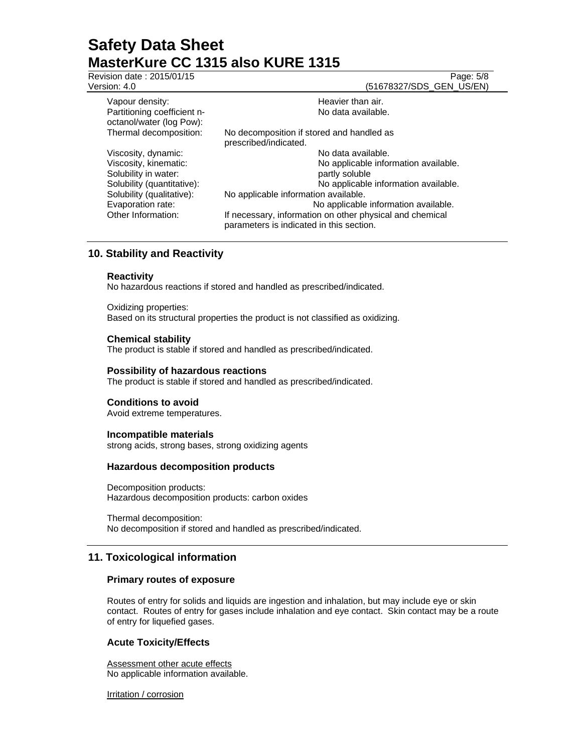| | |
|---|---|
| Vapour density: | Heavier than air. |
| Partitioning coefficient n-octanol/water (log Pow): | No data available. |
| Thermal decomposition: | No decomposition if stored and handled as prescribed/indicated. |
| Viscosity, dynamic: | No data available. |
| Viscosity, kinematic: | No applicable information available. |
| Solubility in water: | partly soluble |
| Solubility (quantitative): | No applicable information available. |
| Solubility (qualitative): | No applicable information available. |
| Evaporation rate: | No applicable information available. |
| Other Information: | If necessary, information on other physical and chemical parameters is indicated in this section. |

## 10. Stability and Reactivity

### Reactivity

No hazardous reactions if stored and handled as prescribed/indicated.

Oxidizing properties:
Based on its structural properties the product is not classified as oxidizing.

### Chemical stability

The product is stable if stored and handled as prescribed/indicated.

### Possibility of hazardous reactions

The product is stable if stored and handled as prescribed/indicated.

### Conditions to avoid

Avoid extreme temperatures.

### Incompatible materials

strong acids, strong bases, strong oxidizing agents

### Hazardous decomposition products

Decomposition products:
Hazardous decomposition products: carbon oxides

Thermal decomposition:
No decomposition if stored and handled as prescribed/indicated.

## 11. Toxicological information

### Primary routes of exposure

Routes of entry for solids and liquids are ingestion and inhalation, but may include eye or skin contact. Routes of entry for gases include inhalation and eye contact. Skin contact may be a route of entry for liquefied gases.

### Acute Toxicity/Effects

Assessment other acute effects
No applicable information available.

Irritation / corrosion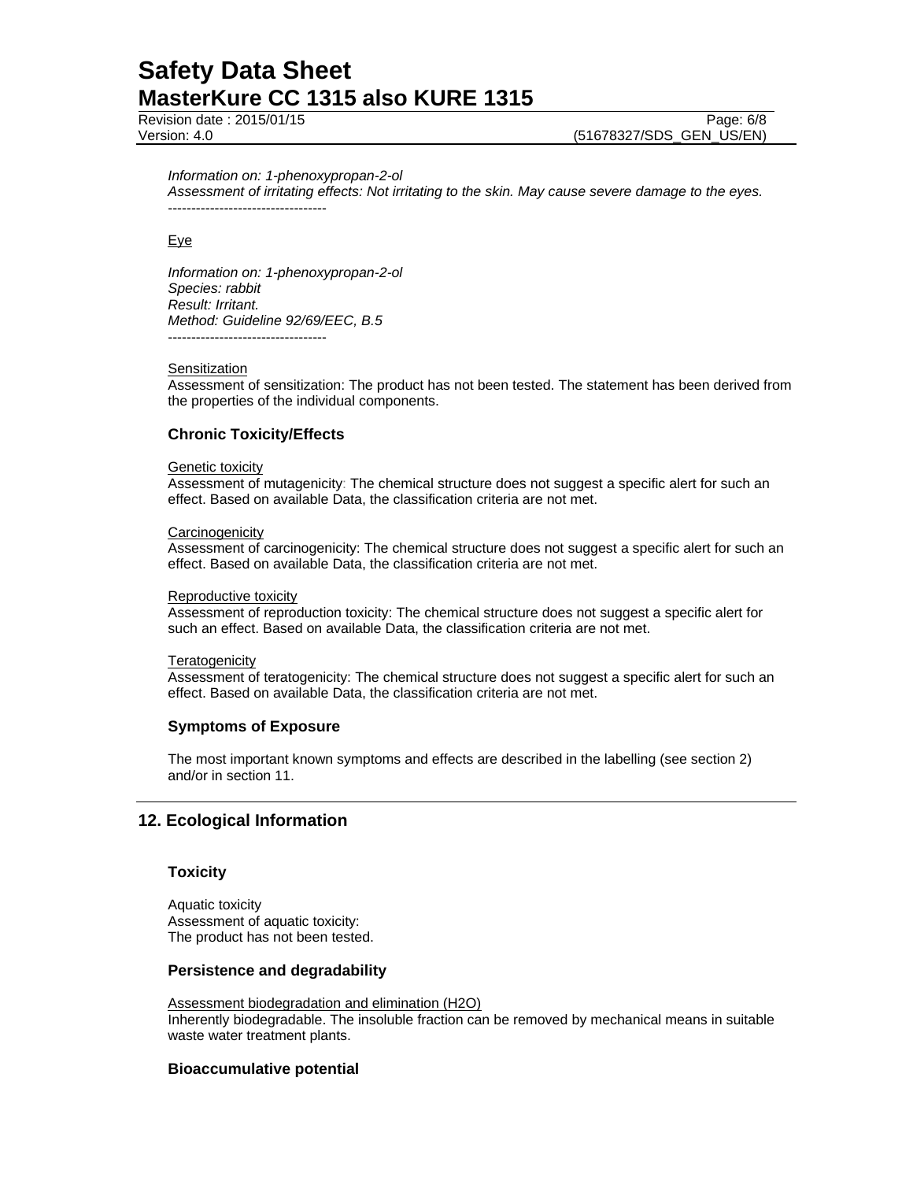*Information on: 1-phenoxypropan-2-ol*
*Assessment of irritating effects: Not irritating to the skin. May cause severe damage to the eyes.*
----------------------------------

Eye

*Information on: 1-phenoxypropan-2-ol*
*Species: rabbit*
*Result: Irritant.*
*Method: Guideline 92/69/EEC, B.5*
----------------------------------

Sensitization
Assessment of sensitization: The product has not been tested. The statement has been derived from the properties of the individual components.

### Chronic Toxicity/Effects

Genetic toxicity
Assessment of mutagenicity: The chemical structure does not suggest a specific alert for such an effect. Based on available Data, the classification criteria are not met.

Carcinogenicity
Assessment of carcinogenicity: The chemical structure does not suggest a specific alert for such an effect. Based on available Data, the classification criteria are not met.

Reproductive toxicity
Assessment of reproduction toxicity: The chemical structure does not suggest a specific alert for such an effect. Based on available Data, the classification criteria are not met.

Teratogenicity
Assessment of teratogenicity: The chemical structure does not suggest a specific alert for such an effect. Based on available Data, the classification criteria are not met.

### Symptoms of Exposure

The most important known symptoms and effects are described in the labelling (see section 2) and/or in section 11.

## 12. Ecological Information

### Toxicity

Aquatic toxicity
Assessment of aquatic toxicity:
The product has not been tested.

### Persistence and degradability

Assessment biodegradation and elimination ($H_2O$)
Inherently biodegradable. The insoluble fraction can be removed by mechanical means in suitable waste water treatment plants.

### Bioaccumulative potential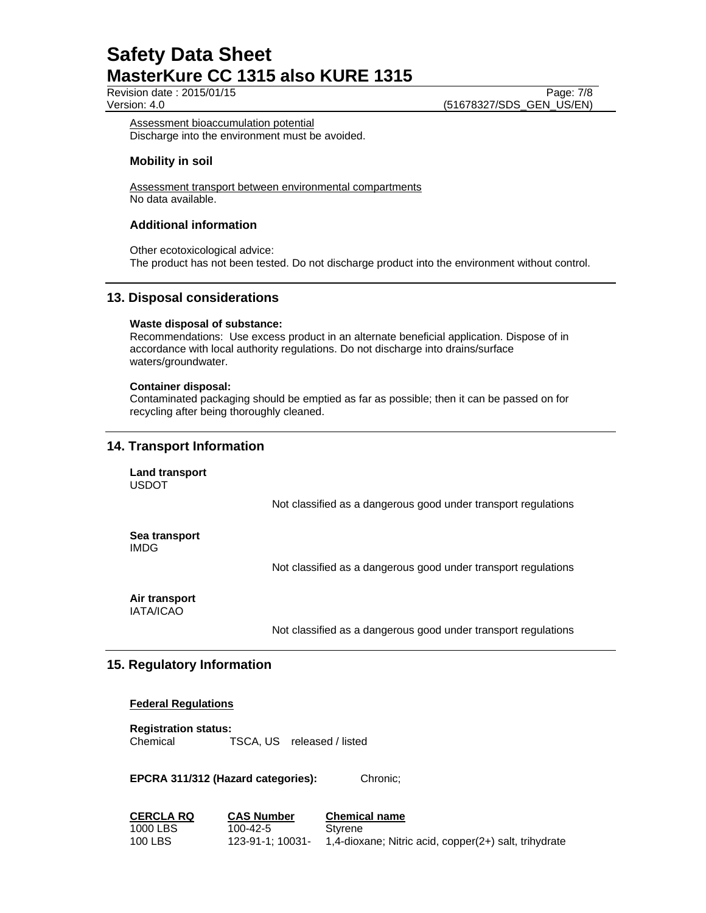Assessment bioaccumulation potential
Discharge into the environment must be avoided.

### Mobility in soil

Assessment transport between environmental compartments
No data available.

### Additional information

Other ecotoxicological advice:
The product has not been tested. Do not discharge product into the environment without control.

## 13. Disposal considerations

**Waste disposal of substance:**
Recommendations: Use excess product in an alternate beneficial application. Dispose of in accordance with local authority regulations. Do not discharge into drains/surface waters/groundwater.

**Container disposal:**
Contaminated packaging should be emptied as far as possible; then it can be passed on for recycling after being thoroughly cleaned.

## 14. Transport Information

**Land transport**
USDOT

Not classified as a dangerous good under transport regulations

**Sea transport**
IMDG

Not classified as a dangerous good under transport regulations

**Air transport**
IATA/ICAO

Not classified as a dangerous good under transport regulations

## 15. Regulatory Information

**Federal Regulations**

**Registration status:**
Chemical TSCA, US released / listed

**EPCRA 311/312 (Hazard categories):** Chronic;

| CERCLA RQ | CAS Number | Chemical name |
|---|---|---|
| 1000 LBS | 100-42-5 | Styrene |
| 100 LBS | 123-91-1; 10031- | 1,4-dioxane; Nitric acid, copper(2+) salt, trihydrate |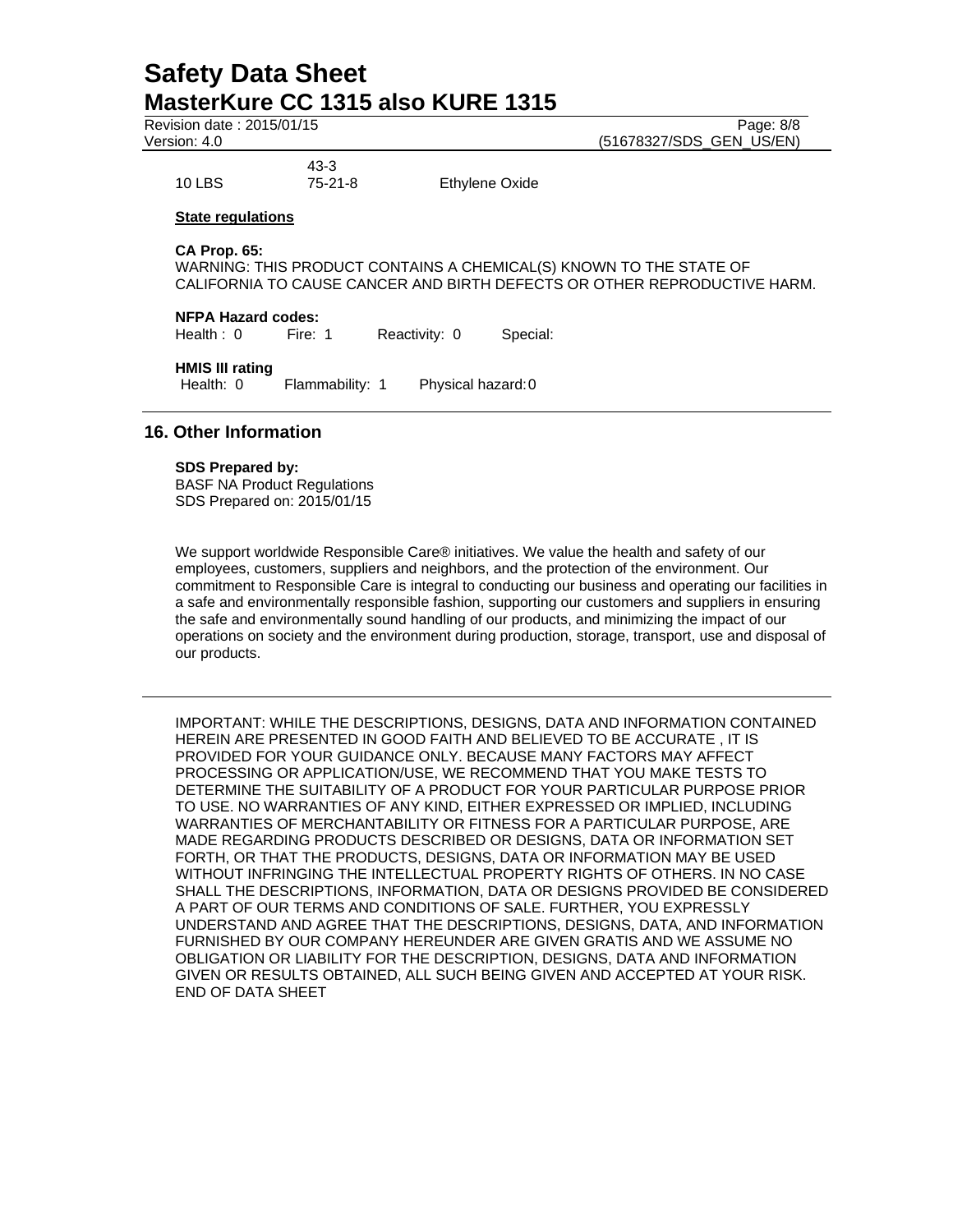| | | |
|---|---|---|
| | 43-3 | |
| 10 LBS | 75-21-8 | Ethylene Oxide |

**State regulations**

**CA Prop. 65:**
WARNING: THIS PRODUCT CONTAINS A CHEMICAL(S) KNOWN TO THE STATE OF CALIFORNIA TO CAUSE CANCER AND BIRTH DEFECTS OR OTHER REPRODUCTIVE HARM.

**NFPA Hazard codes:**
Health : 0 Fire: 1 Reactivity: 0 Special:

**HMIS III rating**
Health: 0 Flammability: 1 Physical hazard: 0

## 16. Other Information

**SDS Prepared by:**
BASF NA Product Regulations
SDS Prepared on: 2015/01/15

We support worldwide Responsible Care® initiatives. We value the health and safety of our employees, customers, suppliers and neighbors, and the protection of the environment. Our commitment to Responsible Care is integral to conducting our business and operating our facilities in a safe and environmentally responsible fashion, supporting our customers and suppliers in ensuring the safe and environmentally sound handling of our products, and minimizing the impact of our operations on society and the environment during production, storage, transport, use and disposal of our products.

---

IMPORTANT: WHILE THE DESCRIPTIONS, DESIGNS, DATA AND INFORMATION CONTAINED HEREIN ARE PRESENTED IN GOOD FAITH AND BELIEVED TO BE ACCURATE , IT IS PROVIDED FOR YOUR GUIDANCE ONLY. BECAUSE MANY FACTORS MAY AFFECT PROCESSING OR APPLICATION/USE, WE RECOMMEND THAT YOU MAKE TESTS TO DETERMINE THE SUITABILITY OF A PRODUCT FOR YOUR PARTICULAR PURPOSE PRIOR TO USE. NO WARRANTIES OF ANY KIND, EITHER EXPRESSED OR IMPLIED, INCLUDING WARRANTIES OF MERCHANTABILITY OR FITNESS FOR A PARTICULAR PURPOSE, ARE MADE REGARDING PRODUCTS DESCRIBED OR DESIGNS, DATA OR INFORMATION SET FORTH, OR THAT THE PRODUCTS, DESIGNS, DATA OR INFORMATION MAY BE USED WITHOUT INFRINGING THE INTELLECTUAL PROPERTY RIGHTS OF OTHERS. IN NO CASE SHALL THE DESCRIPTIONS, INFORMATION, DATA OR DESIGNS PROVIDED BE CONSIDERED A PART OF OUR TERMS AND CONDITIONS OF SALE. FURTHER, YOU EXPRESSLY UNDERSTAND AND AGREE THAT THE DESCRIPTIONS, DESIGNS, DATA, AND INFORMATION FURNISHED BY OUR COMPANY HEREUNDER ARE GIVEN GRATIS AND WE ASSUME NO OBLIGATION OR LIABILITY FOR THE DESCRIPTION, DESIGNS, DATA AND INFORMATION GIVEN OR RESULTS OBTAINED, ALL SUCH BEING GIVEN AND ACCEPTED AT YOUR RISK.
END OF DATA SHEET